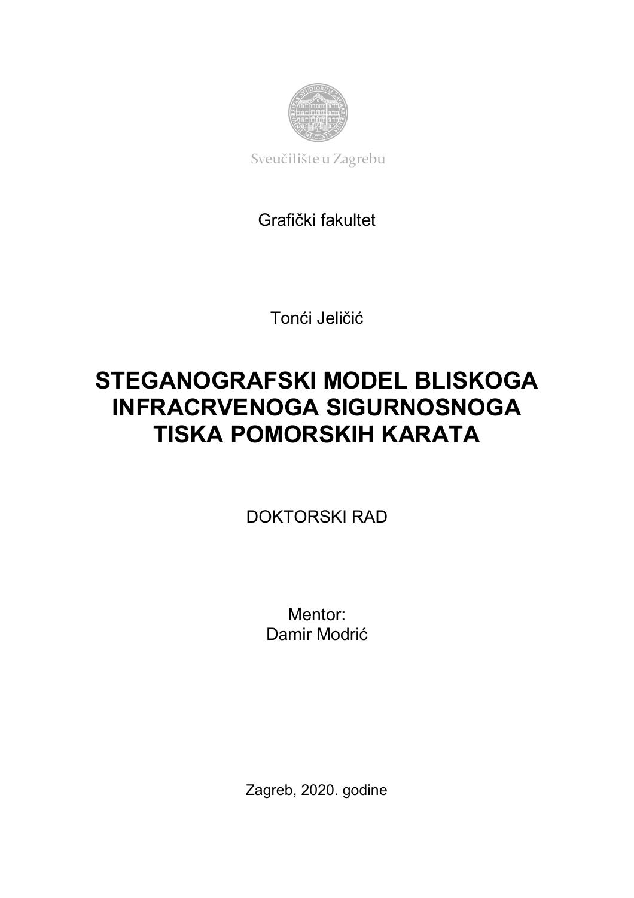Sveučilište u Zagrebu

Grafički fakultet

Tonći Jeličić

# STEGANOGRAFSKI MODEL BLISKOGA INFRACRVENOGA SIGURNOSNOGA TISKA POMORSKIH KARATA

DOKTORSKI RAD

Mentor:
Damir Modrić

Zagreb, 2020. godine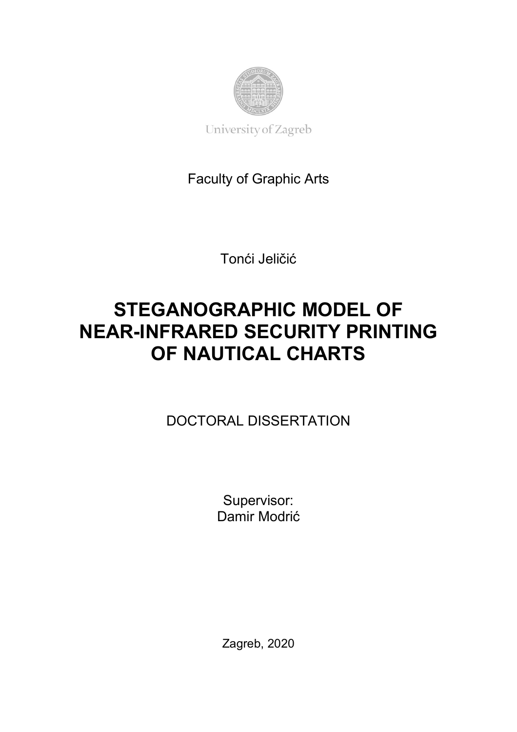University of Zagreb

Faculty of Graphic Arts

Tonći Jeličić

# STEGANOGRAPHIC MODEL OF NEAR-INFRARED SECURITY PRINTING OF NAUTICAL CHARTS

DOCTORAL DISSERTATION

Supervisor:
Damir Modrić

Zagreb, 2020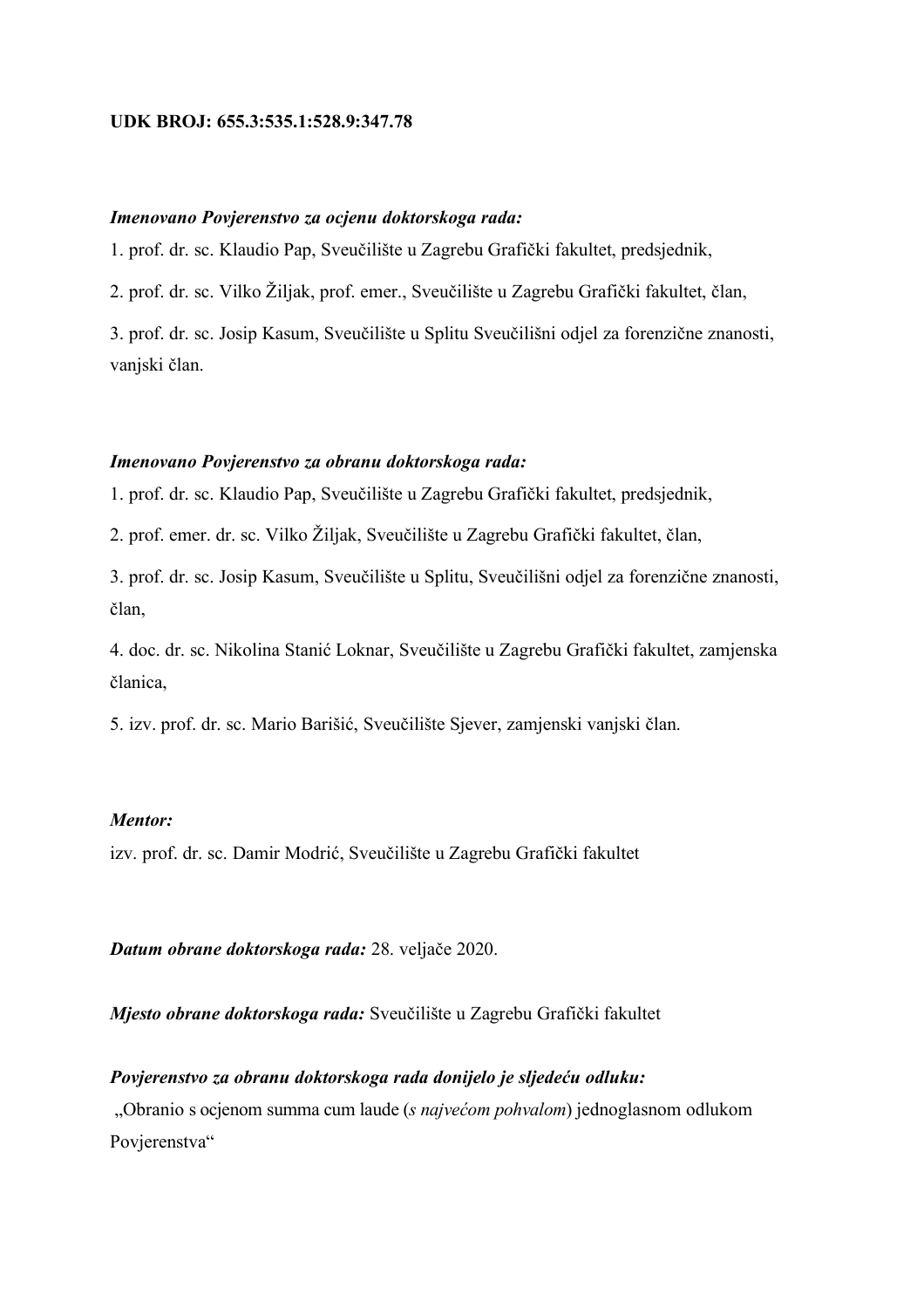**UDK BROJ: 655.3:535.1:528.9:347.78**

***Imenovano Povjerenstvo za ocjenu doktorskoga rada:***

1. prof. dr. sc. Klaudio Pap, Sveučilište u Zagrebu Grafički fakultet, predsjednik,
2. prof. dr. sc. Vilko Žiljak, prof. emer., Sveučilište u Zagrebu Grafički fakultet, član,
3. prof. dr. sc. Josip Kasum, Sveučilište u Splitu Sveučilišni odjel za forenzične znanosti, vanjski član.

***Imenovano Povjerenstvo za obranu doktorskoga rada:***

1. prof. dr. sc. Klaudio Pap, Sveučilište u Zagrebu Grafički fakultet, predsjednik,
2. prof. emer. dr. sc. Vilko Žiljak, Sveučilište u Zagrebu Grafički fakultet, član,
3. prof. dr. sc. Josip Kasum, Sveučilište u Splitu, Sveučilišni odjel za forenzične znanosti, član,
4. doc. dr. sc. Nikolina Stanić Loknar, Sveučilište u Zagrebu Grafički fakultet, zamjenska članica,
5. izv. prof. dr. sc. Mario Barišić, Sveučilište Sjever, zamjenski vanjski član.

***Mentor:***

izv. prof. dr. sc. Damir Modrić, Sveučilište u Zagrebu Grafički fakultet

***Datum obrane doktorskoga rada:*** 28. veljače 2020.

***Mjesto obrane doktorskoga rada:*** Sveučilište u Zagrebu Grafički fakultet

***Povjerenstvo za obranu doktorskoga rada donijelo je sljedeću odluku:***

„Obranio s ocjenom summa cum laude (*s najvećom pohvalom*) jednoglasnom odlukom Povjerenstva"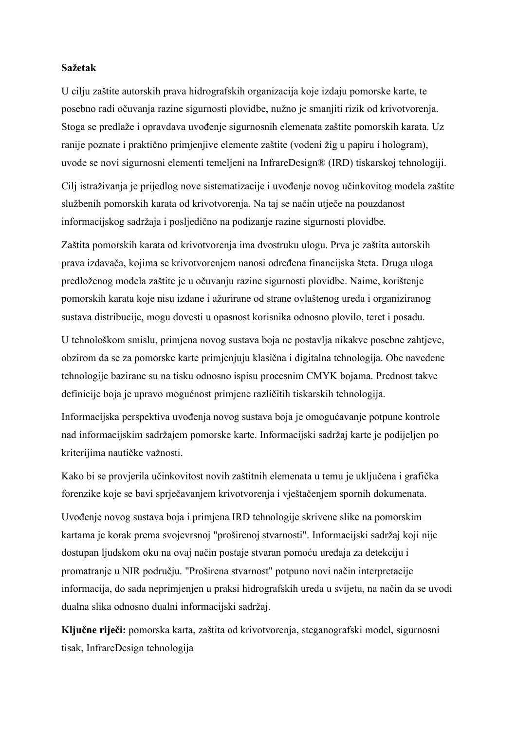**Sažetak**

U cilju zaštite autorskih prava hidrografskih organizacija koje izdaju pomorske karte, te posebno radi očuvanja razine sigurnosti plovidbe, nužno je smanjiti rizik od krivotvorenja. Stoga se predlaže i opravdava uvođenje sigurnosnih elemenata zaštite pomorskih karata. Uz ranije poznate i praktično primjenjive elemente zaštite (vodeni žig u papiru i hologram), uvode se novi sigurnosni elementi temeljeni na InfrareDesign® (IRD) tiskarskoj tehnologiji.

Cilj istraživanja je prijedlog nove sistematizacije i uvođenje novog učinkovitog modela zaštite službenih pomorskih karata od krivotvorenja. Na taj se način utječe na pouzdanost informacijskog sadržaja i posljedično na podizanje razine sigurnosti plovidbe.

Zaštita pomorskih karata od krivotvorenja ima dvostruku ulogu. Prva je zaštita autorskih prava izdavača, kojima se krivotvorenjem nanosi određena financijska šteta. Druga uloga predloženog modela zaštite je u očuvanju razine sigurnosti plovidbe. Naime, korištenje pomorskih karata koje nisu izdane i ažurirane od strane ovlaštenog ureda i organiziranog sustava distribucije, mogu dovesti u opasnost korisnika odnosno plovilo, teret i posadu.

U tehnološkom smislu, primjena novog sustava boja ne postavlja nikakve posebne zahtjeve, obzirom da se za pomorske karte primjenjuju klasična i digitalna tehnologija. Obe navedene tehnologije bazirane su na tisku odnosno ispisu procesnim CMYK bojama. Prednost takve definicije boja je upravo mogućnost primjene različitih tiskarskih tehnologija.

Informacijska perspektiva uvođenja novog sustava boja je omogućavanje potpune kontrole nad informacijskim sadržajem pomorske karte. Informacijski sadržaj karte je podijeljen po kriterijima nautičke važnosti.

Kako bi se provjerila učinkovitost novih zaštitnih elemenata u temu je uključena i grafička forenzike koje se bavi sprječavanjem krivotvorenja i vještačenjem spornih dokumenata.

Uvođenje novog sustava boja i primjena IRD tehnologije skrivene slike na pomorskim kartama je korak prema svojevrsnoj "proširenoj stvarnosti". Informacijski sadržaj koji nije dostupan ljudskom oku na ovaj način postaje stvaran pomoću uređaja za detekciju i promatranje u NIR području. "Proširena stvarnost" potpuno novi način interpretacije informacija, do sada neprimjenjen u praksi hidrografskih ureda u svijetu, na način da se uvodi dualna slika odnosno dualni informacijski sadržaj.

**Ključne riječi:** pomorska karta, zaštita od krivotvorenja, steganografski model, sigurnosni tisak, InfrareDesign tehnologija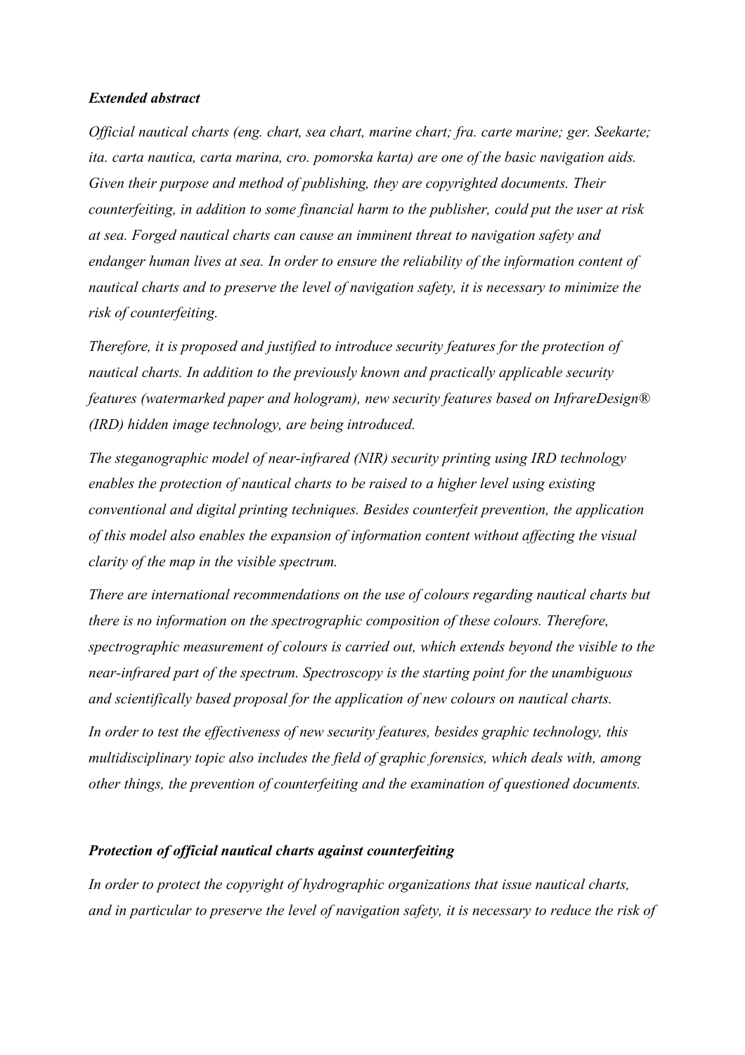### *Extended abstract*

*Official nautical charts (eng. chart, sea chart, marine chart; fra. carte marine; ger. Seekarte; ita. carta nautica, carta marina, cro. pomorska karta) are one of the basic navigation aids. Given their purpose and method of publishing, they are copyrighted documents. Their counterfeiting, in addition to some financial harm to the publisher, could put the user at risk at sea. Forged nautical charts can cause an imminent threat to navigation safety and endanger human lives at sea. In order to ensure the reliability of the information content of nautical charts and to preserve the level of navigation safety, it is necessary to minimize the risk of counterfeiting.*

*Therefore, it is proposed and justified to introduce security features for the protection of nautical charts. In addition to the previously known and practically applicable security features (watermarked paper and hologram), new security features based on InfrareDesign® (IRD) hidden image technology, are being introduced.*

*The steganographic model of near-infrared (NIR) security printing using IRD technology enables the protection of nautical charts to be raised to a higher level using existing conventional and digital printing techniques. Besides counterfeit prevention, the application of this model also enables the expansion of information content without affecting the visual clarity of the map in the visible spectrum.*

*There are international recommendations on the use of colours regarding nautical charts but there is no information on the spectrographic composition of these colours. Therefore, spectrographic measurement of colours is carried out, which extends beyond the visible to the near-infrared part of the spectrum. Spectroscopy is the starting point for the unambiguous and scientifically based proposal for the application of new colours on nautical charts.*

*In order to test the effectiveness of new security features, besides graphic technology, this multidisciplinary topic also includes the field of graphic forensics, which deals with, among other things, the prevention of counterfeiting and the examination of questioned documents.*

### *Protection of official nautical charts against counterfeiting*

*In order to protect the copyright of hydrographic organizations that issue nautical charts, and in particular to preserve the level of navigation safety, it is necessary to reduce the risk of*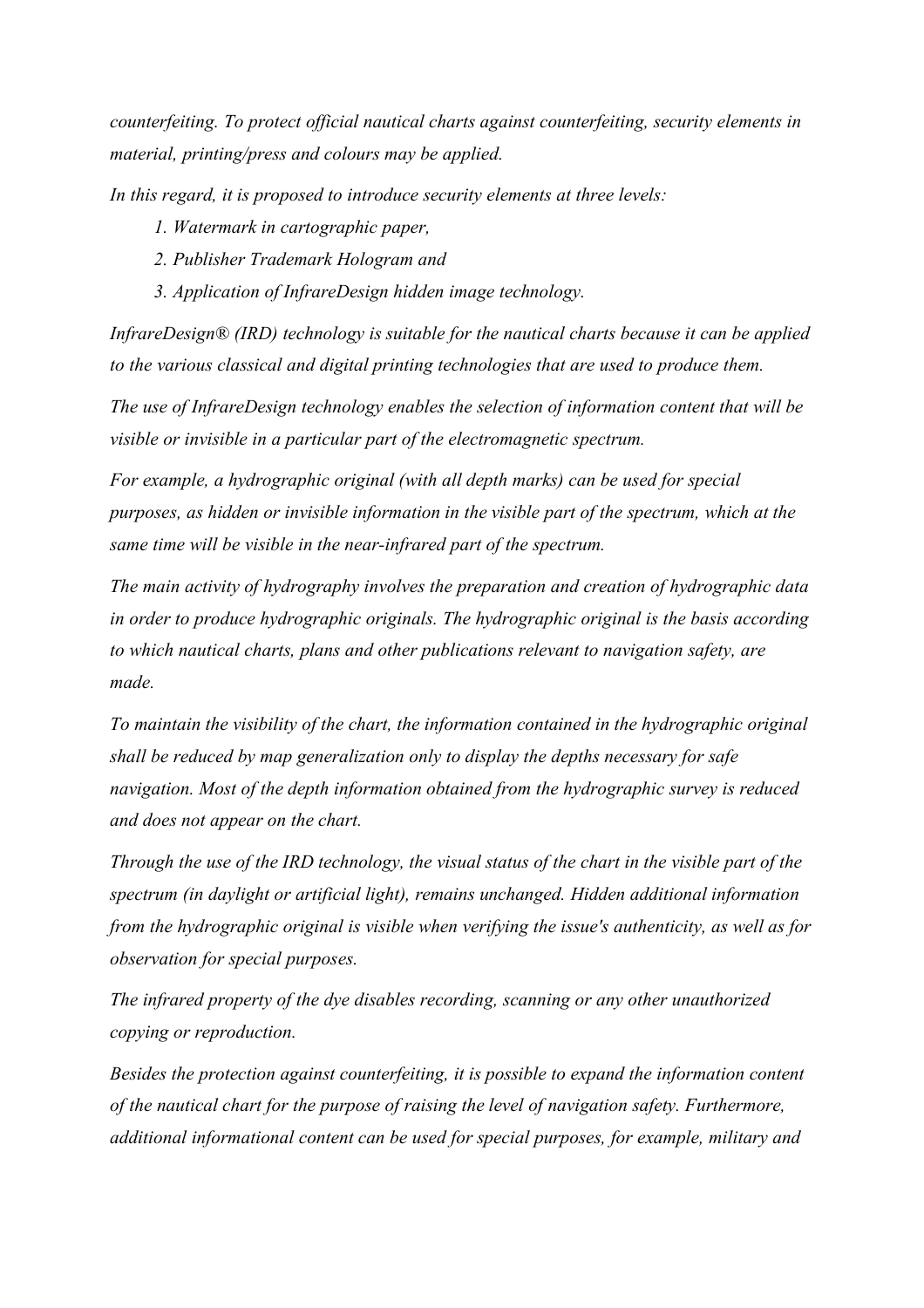*counterfeiting. To protect official nautical charts against counterfeiting, security elements in material, printing/press and colours may be applied.*

*In this regard, it is proposed to introduce security elements at three levels:*

1. *Watermark in cartographic paper,*
2. *Publisher Trademark Hologram and*
3. *Application of InfrareDesign hidden image technology.*

*InfrareDesign® (IRD) technology is suitable for the nautical charts because it can be applied to the various classical and digital printing technologies that are used to produce them.*

*The use of InfrareDesign technology enables the selection of information content that will be visible or invisible in a particular part of the electromagnetic spectrum.*

*For example, a hydrographic original (with all depth marks) can be used for special purposes, as hidden or invisible information in the visible part of the spectrum, which at the same time will be visible in the near-infrared part of the spectrum.*

*The main activity of hydrography involves the preparation and creation of hydrographic data in order to produce hydrographic originals. The hydrographic original is the basis according to which nautical charts, plans and other publications relevant to navigation safety, are made.*

*To maintain the visibility of the chart, the information contained in the hydrographic original shall be reduced by map generalization only to display the depths necessary for safe navigation. Most of the depth information obtained from the hydrographic survey is reduced and does not appear on the chart.*

*Through the use of the IRD technology, the visual status of the chart in the visible part of the spectrum (in daylight or artificial light), remains unchanged. Hidden additional information from the hydrographic original is visible when verifying the issue's authenticity, as well as for observation for special purposes.*

*The infrared property of the dye disables recording, scanning or any other unauthorized copying or reproduction.*

*Besides the protection against counterfeiting, it is possible to expand the information content of the nautical chart for the purpose of raising the level of navigation safety. Furthermore, additional informational content can be used for special purposes, for example, military and*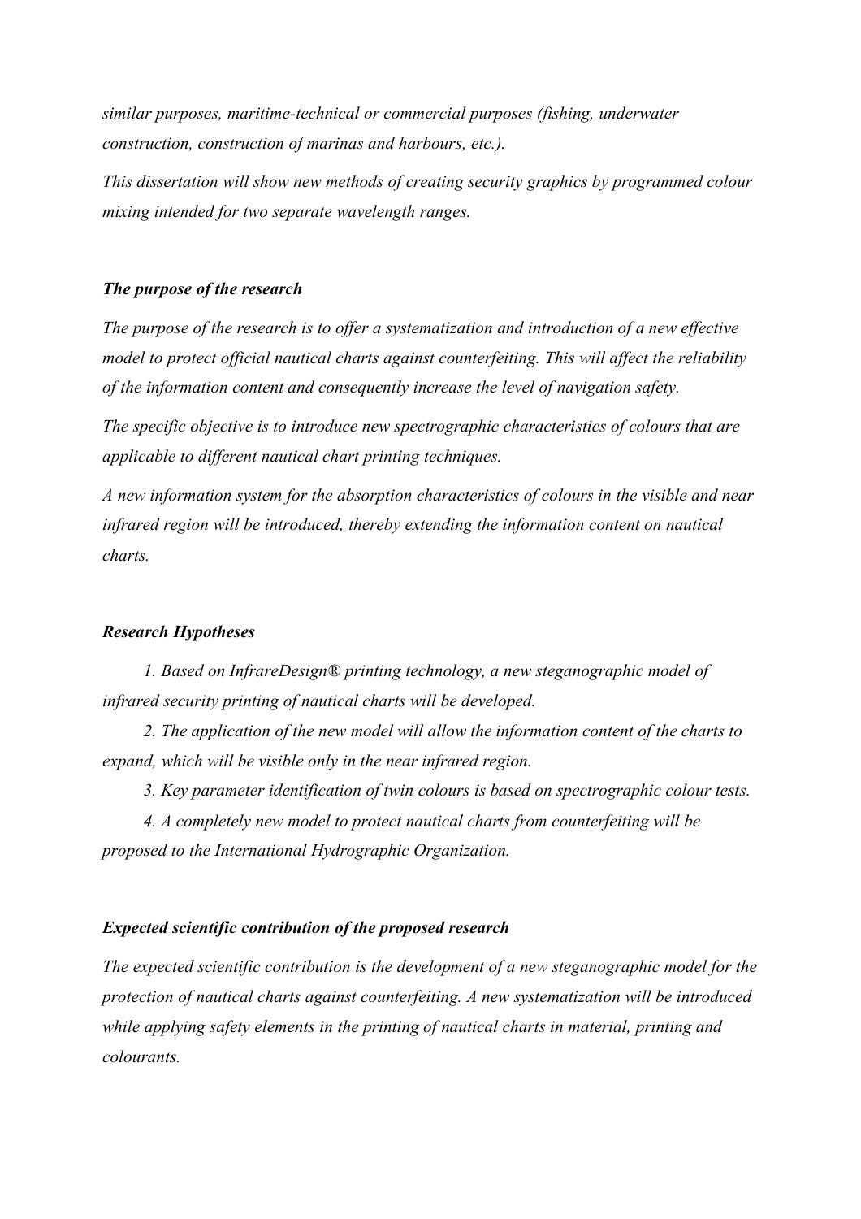*similar purposes, maritime-technical or commercial purposes (fishing, underwater construction, construction of marinas and harbours, etc.).*

*This dissertation will show new methods of creating security graphics by programmed colour mixing intended for two separate wavelength ranges.*

### *The purpose of the research*

*The purpose of the research is to offer a systematization and introduction of a new effective model to protect official nautical charts against counterfeiting. This will affect the reliability of the information content and consequently increase the level of navigation safety.*

*The specific objective is to introduce new spectrographic characteristics of colours that are applicable to different nautical chart printing techniques.*

*A new information system for the absorption characteristics of colours in the visible and near infrared region will be introduced, thereby extending the information content on nautical charts.*

### *Research Hypotheses*

1. *Based on InfrareDesign® printing technology, a new steganographic model of infrared security printing of nautical charts will be developed.*
2. *The application of the new model will allow the information content of the charts to expand, which will be visible only in the near infrared region.*
3. *Key parameter identification of twin colours is based on spectrographic colour tests.*
4. *A completely new model to protect nautical charts from counterfeiting will be proposed to the International Hydrographic Organization.*

### *Expected scientific contribution of the proposed research*

*The expected scientific contribution is the development of a new steganographic model for the protection of nautical charts against counterfeiting. A new systematization will be introduced while applying safety elements in the printing of nautical charts in material, printing and colourants.*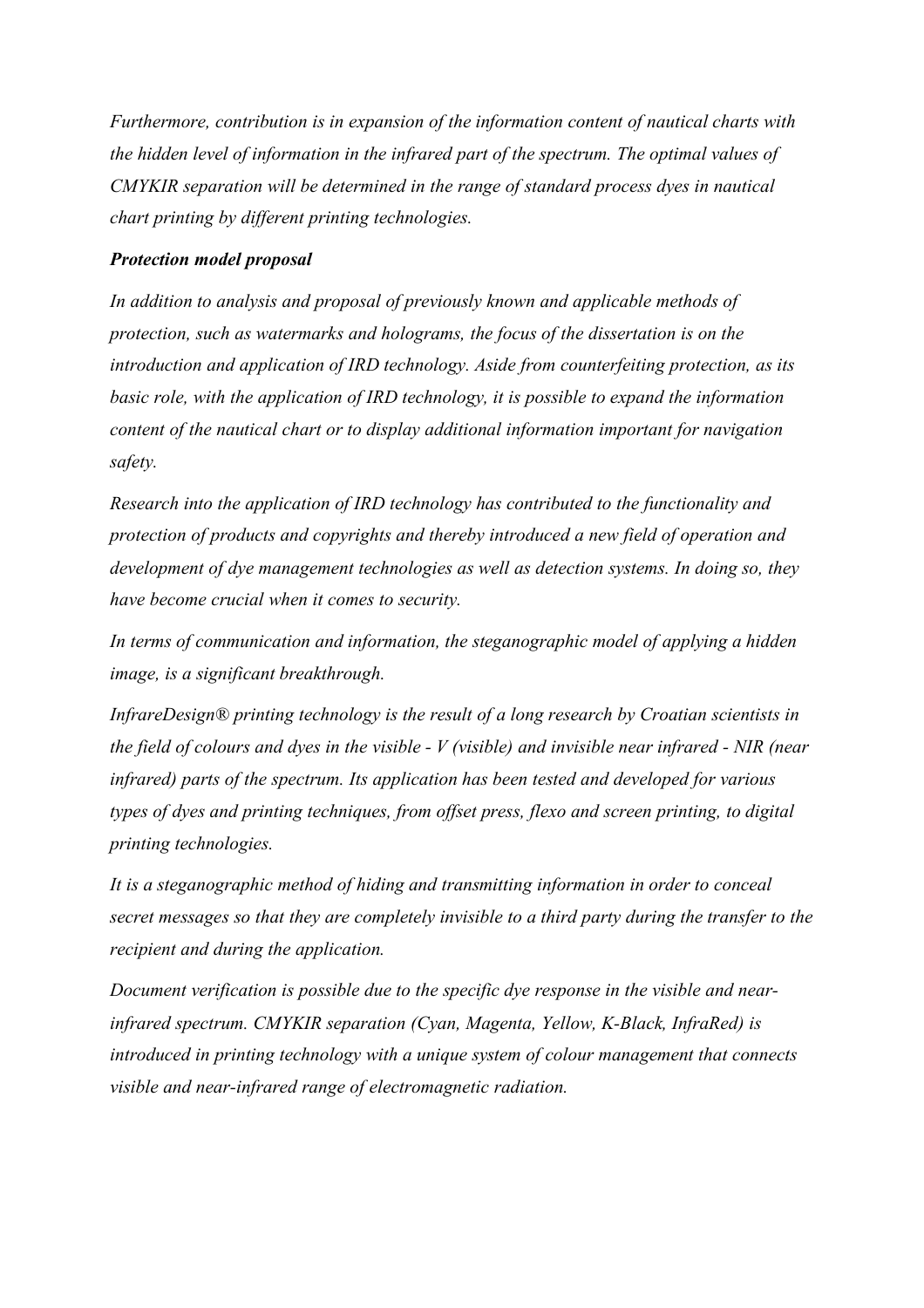*Furthermore, contribution is in expansion of the information content of nautical charts with the hidden level of information in the infrared part of the spectrum. The optimal values of CMYKIR separation will be determined in the range of standard process dyes in nautical chart printing by different printing technologies.*

***Protection model proposal***

*In addition to analysis and proposal of previously known and applicable methods of protection, such as watermarks and holograms, the focus of the dissertation is on the introduction and application of IRD technology. Aside from counterfeiting protection, as its basic role, with the application of IRD technology, it is possible to expand the information content of the nautical chart or to display additional information important for navigation safety.*

*Research into the application of IRD technology has contributed to the functionality and protection of products and copyrights and thereby introduced a new field of operation and development of dye management technologies as well as detection systems. In doing so, they have become crucial when it comes to security.*

*In terms of communication and information, the steganographic model of applying a hidden image, is a significant breakthrough.*

*InfrareDesign® printing technology is the result of a long research by Croatian scientists in the field of colours and dyes in the visible - V (visible) and invisible near infrared - NIR (near infrared) parts of the spectrum. Its application has been tested and developed for various types of dyes and printing techniques, from offset press, flexo and screen printing, to digital printing technologies.*

*It is a steganographic method of hiding and transmitting information in order to conceal secret messages so that they are completely invisible to a third party during the transfer to the recipient and during the application.*

*Document verification is possible due to the specific dye response in the visible and near-infrared spectrum. CMYKIR separation (Cyan, Magenta, Yellow, K-Black, InfraRed) is introduced in printing technology with a unique system of colour management that connects visible and near-infrared range of electromagnetic radiation.*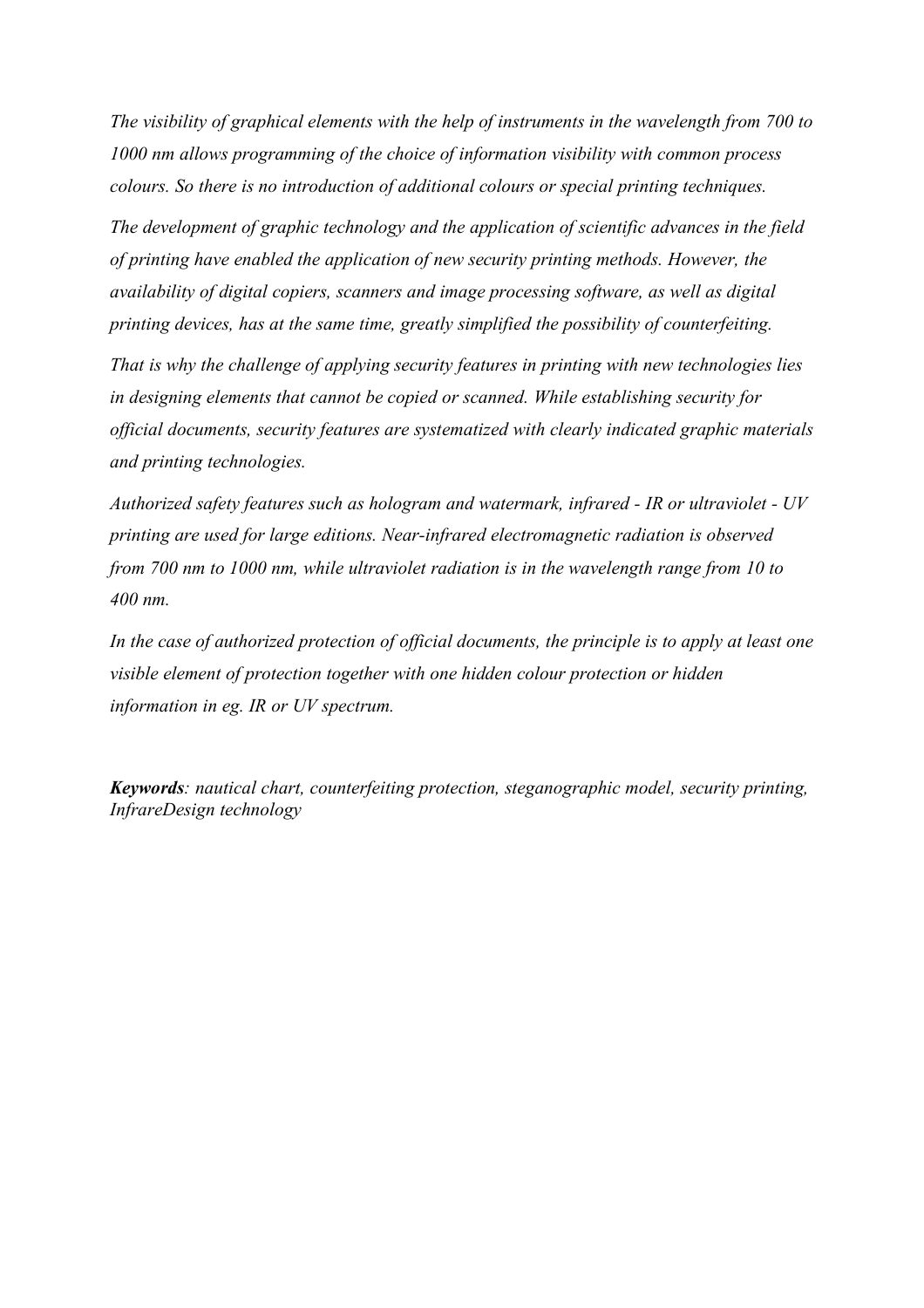*The visibility of graphical elements with the help of instruments in the wavelength from 700 to 1000 nm allows programming of the choice of information visibility with common process colours. So there is no introduction of additional colours or special printing techniques.*

*The development of graphic technology and the application of scientific advances in the field of printing have enabled the application of new security printing methods. However, the availability of digital copiers, scanners and image processing software, as well as digital printing devices, has at the same time, greatly simplified the possibility of counterfeiting.*

*That is why the challenge of applying security features in printing with new technologies lies in designing elements that cannot be copied or scanned. While establishing security for official documents, security features are systematized with clearly indicated graphic materials and printing technologies.*

*Authorized safety features such as hologram and watermark, infrared - IR or ultraviolet - UV printing are used for large editions. Near-infrared electromagnetic radiation is observed from 700 nm to 1000 nm, while ultraviolet radiation is in the wavelength range from 10 to 400 nm.*

*In the case of authorized protection of official documents, the principle is to apply at least one visible element of protection together with one hidden colour protection or hidden information in eg. IR or UV spectrum.*

***Keywords**: nautical chart, counterfeiting protection, steganographic model, security printing, InfrareDesign technology*